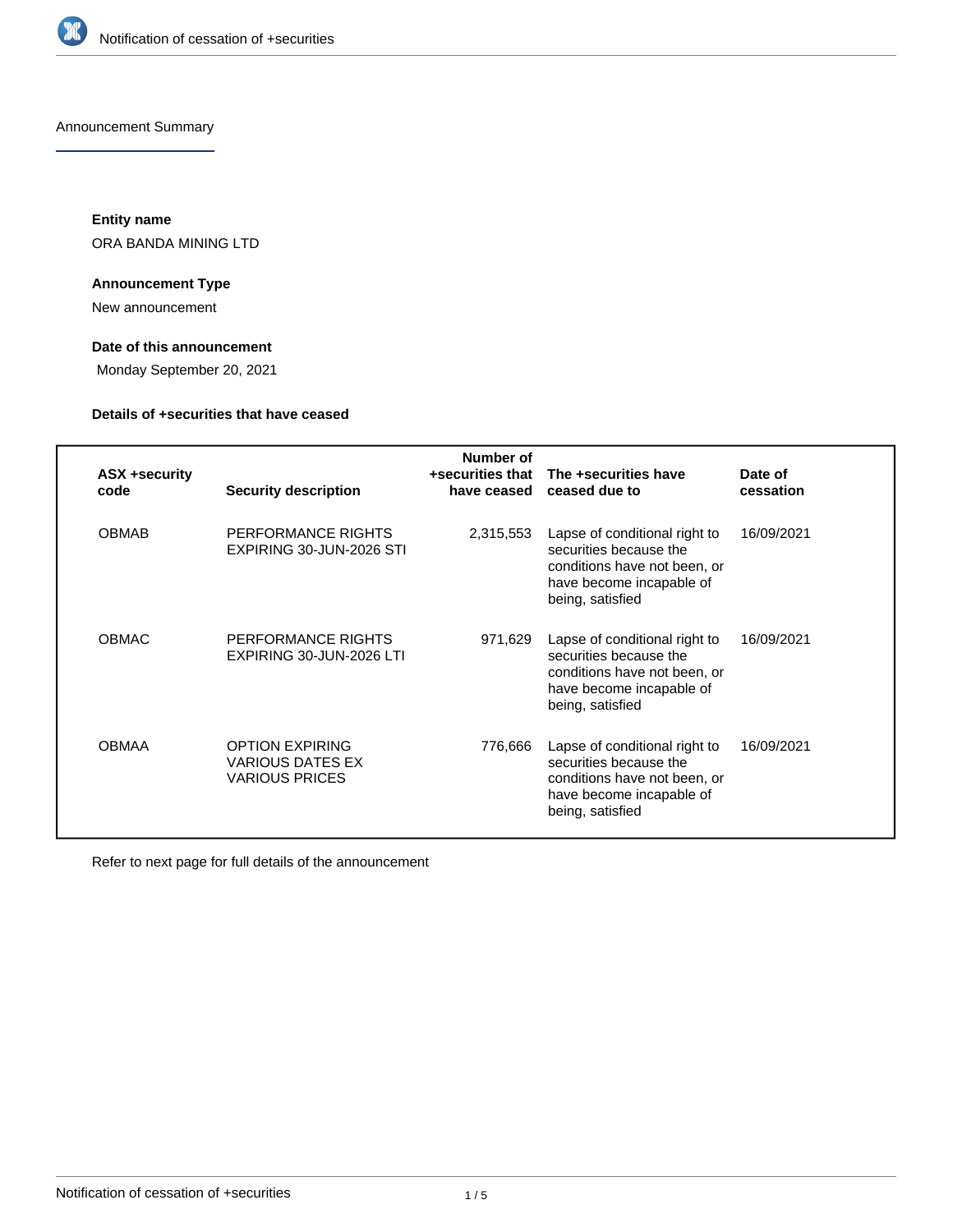# Notification of cessation of +securities

## Announcement Summary

**Entity name**

ORA BANDA MINING LTD

**Announcement Type**

New announcement

**Date of this announcement**

Monday September 20, 2021

**Details of +securities that have ceased**

| ASX +security code | Security description | Number of +securities that have ceased | The +securities have ceased due to | Date of cessation |
|---|---|---|---|---|
| OBMAB | PERFORMANCE RIGHTS EXPIRING 30-JUN-2026 STI | 2,315,553 | Lapse of conditional right to securities because the conditions have not been, or have become incapable of being, satisfied | 16/09/2021 |
| OBMAC | PERFORMANCE RIGHTS EXPIRING 30-JUN-2026 LTI | 971,629 | Lapse of conditional right to securities because the conditions have not been, or have become incapable of being, satisfied | 16/09/2021 |
| OBMAA | OPTION EXPIRING VARIOUS DATES EX VARIOUS PRICES | 776,666 | Lapse of conditional right to securities because the conditions have not been, or have become incapable of being, satisfied | 16/09/2021 |

Refer to next page for full details of the announcement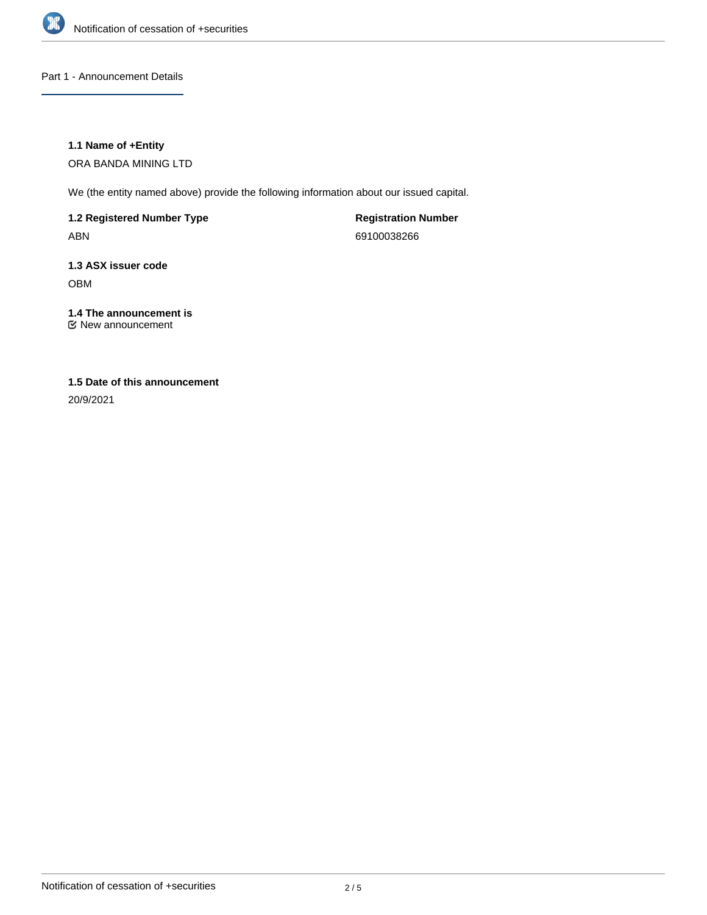## Part 1 - Announcement Details

**1.1 Name of +Entity**

ORA BANDA MINING LTD

We (the entity named above) provide the following information about our issued capital.

**1.2 Registered Number Type**

ABN

**Registration Number**

69100038266

**1.3 ASX issuer code**

OBM

**1.4 The announcement is**

☑ New announcement

**1.5 Date of this announcement**

20/9/2021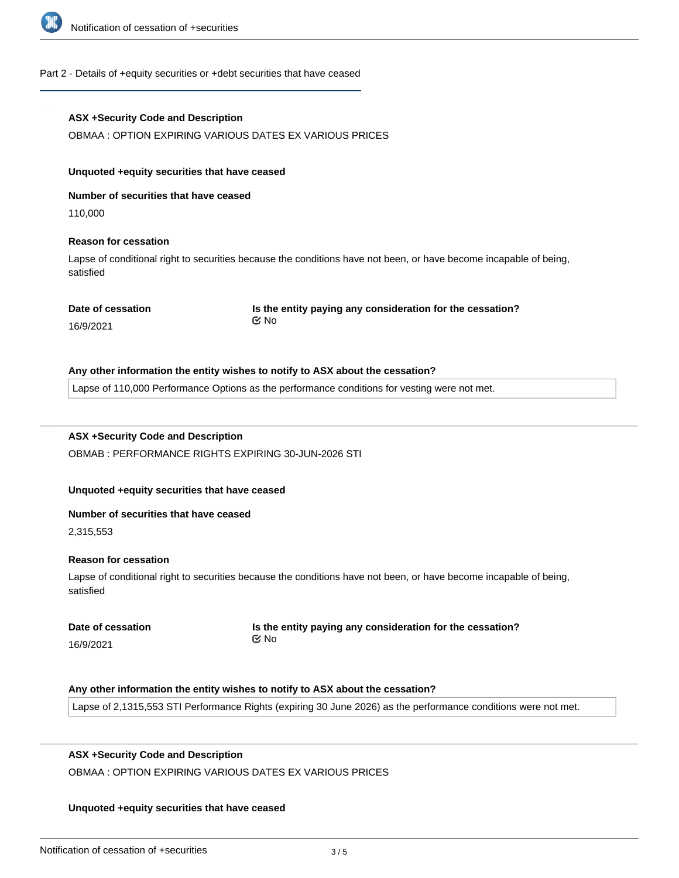## Part 2 - Details of +equity securities or +debt securities that have ceased

**ASX +Security Code and Description**

OBMAA : OPTION EXPIRING VARIOUS DATES EX VARIOUS PRICES

**Unquoted +equity securities that have ceased**

**Number of securities that have ceased**

110,000

**Reason for cessation**

Lapse of conditional right to securities because the conditions have not been, or have become incapable of being, satisfied

**Date of cessation**

16/9/2021

**Is the entity paying any consideration for the cessation?**

No

**Any other information the entity wishes to notify to ASX about the cessation?**

Lapse of 110,000 Performance Options as the performance conditions for vesting were not met.

---

**ASX +Security Code and Description**

OBMAB : PERFORMANCE RIGHTS EXPIRING 30-JUN-2026 STI

**Unquoted +equity securities that have ceased**

**Number of securities that have ceased**

2,315,553

**Reason for cessation**

Lapse of conditional right to securities because the conditions have not been, or have become incapable of being, satisfied

**Date of cessation**

16/9/2021

**Is the entity paying any consideration for the cessation?**

No

**Any other information the entity wishes to notify to ASX about the cessation?**

Lapse of 2,1315,553 STI Performance Rights (expiring 30 June 2026) as the performance conditions were not met.

---

**ASX +Security Code and Description**

OBMAA : OPTION EXPIRING VARIOUS DATES EX VARIOUS PRICES

**Unquoted +equity securities that have ceased**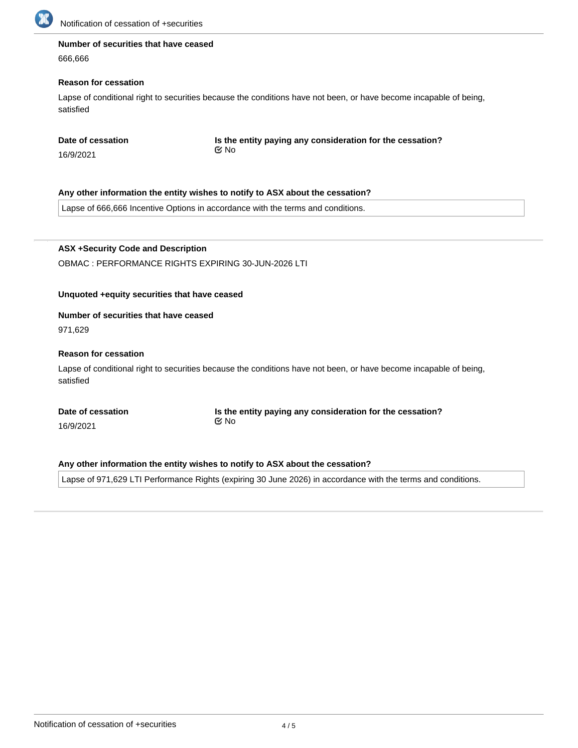**Number of securities that have ceased**

666,666

**Reason for cessation**

Lapse of conditional right to securities because the conditions have not been, or have become incapable of being, satisfied

**Date of cessation**

16/9/2021

**Is the entity paying any consideration for the cessation?**

☑ No

**Any other information the entity wishes to notify to ASX about the cessation?**

Lapse of 666,666 Incentive Options in accordance with the terms and conditions.

---

**ASX +Security Code and Description**

OBMAC : PERFORMANCE RIGHTS EXPIRING 30-JUN-2026 LTI

**Unquoted +equity securities that have ceased**

**Number of securities that have ceased**

971,629

**Reason for cessation**

Lapse of conditional right to securities because the conditions have not been, or have become incapable of being, satisfied

**Date of cessation**

16/9/2021

**Is the entity paying any consideration for the cessation?**

☑ No

**Any other information the entity wishes to notify to ASX about the cessation?**

Lapse of 971,629 LTI Performance Rights (expiring 30 June 2026) in accordance with the terms and conditions.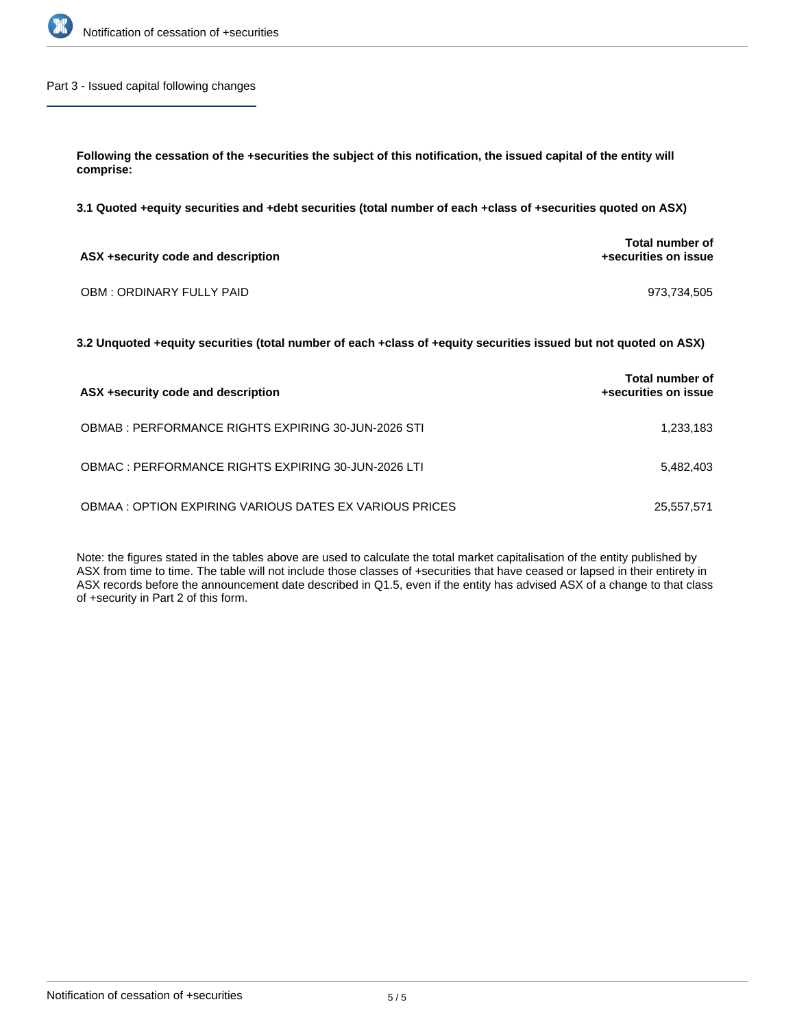## Part 3 - Issued capital following changes

**Following the cessation of the +securities the subject of this notification, the issued capital of the entity will comprise:**

**3.1 Quoted +equity securities and +debt securities (total number of each +class of +securities quoted on ASX)**

| ASX +security code and description | Total number of +securities on issue |
| --- | --- |
| OBM : ORDINARY FULLY PAID | 973,734,505 |

**3.2 Unquoted +equity securities (total number of each +class of +equity securities issued but not quoted on ASX)**

| ASX +security code and description | Total number of +securities on issue |
| --- | --- |
| OBMAB : PERFORMANCE RIGHTS EXPIRING 30-JUN-2026 STI | 1,233,183 |
| OBMAC : PERFORMANCE RIGHTS EXPIRING 30-JUN-2026 LTI | 5,482,403 |
| OBMAA : OPTION EXPIRING VARIOUS DATES EX VARIOUS PRICES | 25,557,571 |

Note: the figures stated in the tables above are used to calculate the total market capitalisation of the entity published by ASX from time to time. The table will not include those classes of +securities that have ceased or lapsed in their entirety in ASX records before the announcement date described in Q1.5, even if the entity has advised ASX of a change to that class of +security in Part 2 of this form.